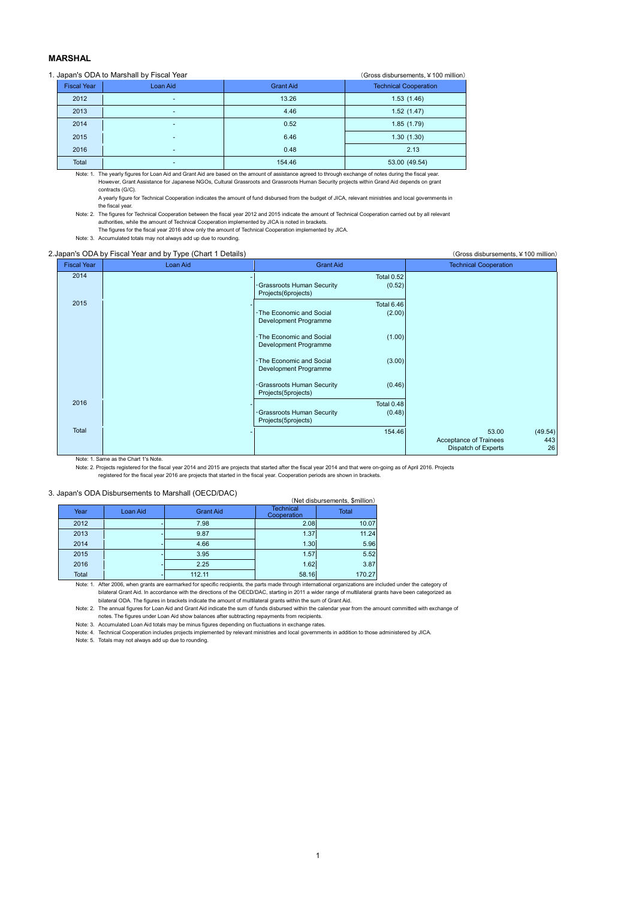## MARSHAL

1. Japan's ODA to Marshall by Fiscal Year

(Gross disbursements, ￥100 million)

| Fiscal Year | Loan Aid | Grant Aid | Technical Cooperation |
|---|---|---|---|
| 2012 | - | 13.26 | 1.53 (1.46) |
| 2013 | - | 4.46 | 1.52 (1.47) |
| 2014 | - | 0.52 | 1.85 (1.79) |
| 2015 | - | 6.46 | 1.30 (1.30) |
| 2016 | - | 0.48 | 2.13 |
| Total | - | 154.46 | 53.00 (49.54) |

Note: 1. The yearly figures for Loan Aid and Grant Aid are based on the amount of assistance agreed to through exchange of notes during the fiscal year. However, Grant Assistance for Japanese NGOs, Cultural Grassroots and Grassroots Human Security projects within Grand Aid depends on grant contracts (G/C).
A yearly figure for Technical Cooperation indicates the amount of fund disbursed from the budget of JICA, relevant ministries and local governments in the fiscal year.

Note: 2. The figures for Technical Cooperation between the fiscal year 2012 and 2015 indicate the amount of Technical Cooperation carried out by all relevant authorities, while the amount of Technical Cooperation implemented by JICA is noted in brackets.
The figures for the fiscal year 2016 show only the amount of Technical Cooperation implemented by JICA.

Note: 3. Accumulated totals may not always add up due to rounding.

2.Japan's ODA by Fiscal Year and by Type (Chart 1 Details)

(Gross disbursements, ￥100 million)

| Fiscal Year | Loan Aid | Grant Aid | Technical Cooperation |
|---|---|---|---|
| 2014 | - | Total 0.52<br>·Grassroots Human Security Projects(6projects) (0.52) | |
| 2015 | - | Total 6.46<br>·The Economic and Social Development Programme (2.00)<br>·The Economic and Social Development Programme (1.00)<br>·The Economic and Social Development Programme (3.00)<br>·Grassroots Human Security Projects(5projects) (0.46) | |
| 2016 | - | Total 0.48<br>·Grassroots Human Security Projects(5projects) (0.48) | |
| Total | - | 154.46 | 53.00 (49.54)<br>Acceptance of Trainees 443<br>Dispatch of Experts 26 |

Note: 1. Same as the Chart 1's Note.

Note: 2. Projects registered for the fiscal year 2014 and 2015 are projects that started after the fiscal year 2014 and that were on-going as of April 2016. Projects registered for the fiscal year 2016 are projects that started in the fiscal year. Cooperation periods are shown in brackets.

3. Japan's ODA Disbursements to Marshall (OECD/DAC)

(Net disbursements, $million)

| Year | Loan Aid | Grant Aid | Technical Cooperation | Total |
|---|---|---|---|---|
| 2012 | - | 7.98 | 2.08 | 10.07 |
| 2013 | - | 9.87 | 1.37 | 11.24 |
| 2014 | - | 4.66 | 1.30 | 5.96 |
| 2015 | - | 3.95 | 1.57 | 5.52 |
| 2016 | - | 2.25 | 1.62 | 3.87 |
| Total | - | 112.11 | 58.16 | 170.27 |

Note: 1. After 2006, when grants are earmarked for specific recipients, the parts made through international organizations are included under the category of bilateral Grant Aid. In accordance with the directions of the OECD/DAC, starting in 2011 a wider range of multilateral grants have been categorized as bilateral ODA. The figures in brackets indicate the amount of multilateral grants within the sum of Grant Aid.

Note: 2. The annual figures for Loan Aid and Grant Aid indicate the sum of funds disbursed within the calendar year from the amount committed with exchange of notes. The figures under Loan Aid show balances after subtracting repayments from recipients.

Note: 3. Accumulated Loan Aid totals may be minus figures depending on fluctuations in exchange rates.

Note: 4. Technical Cooperation includes projects implemented by relevant ministries and local governments in addition to those administered by JICA.

Note: 5. Totals may not always add up due to rounding.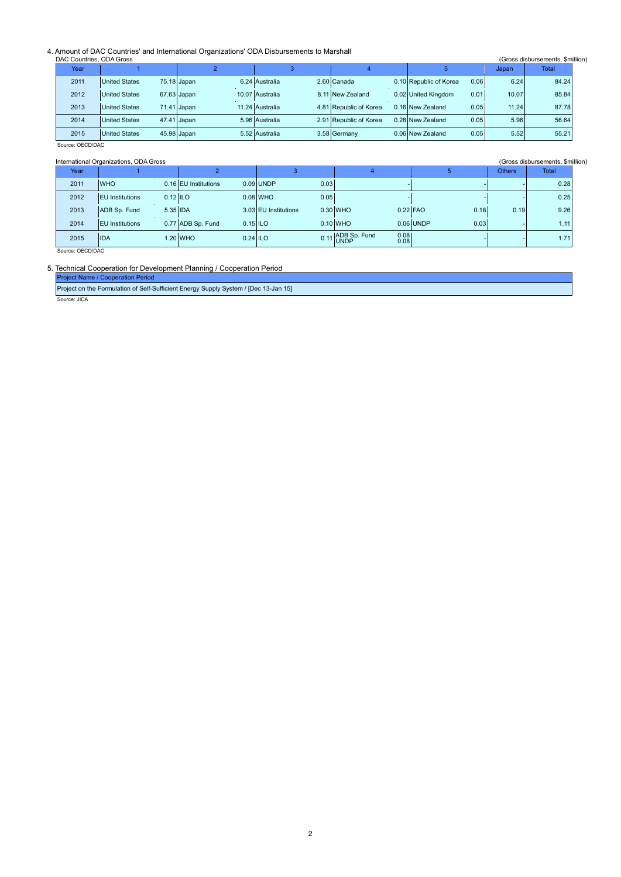## 4. Amount of DAC Countries' and International Organizations' ODA Disbursements to Marshall

DAC Countries, ODA Gross (Gross disbursements, $million)

| Year | 1 | | 2 | | 3 | | 4 | | 5 | | Japan | Total |
|---|---|---|---|---|---|---|---|---|---|---|---|---|
| 2011 | United States | 75.18 | Japan | 6.24 | Australia | 2.60 | Canada | 0.10 | Republic of Korea | 0.06 | 6.24 | 84.24 |
| 2012 | United States | 67.63 | Japan | 10.07 | Australia | 8.11 | New Zealand | 0.02 | United Kingdom | 0.01 | 10.07 | 85.84 |
| 2013 | United States | 71.41 | Japan | 11.24 | Australia | 4.81 | Republic of Korea | 0.16 | New Zealand | 0.05 | 11.24 | 87.78 |
| 2014 | United States | 47.41 | Japan | 5.96 | Australia | 2.91 | Republic of Korea | 0.28 | New Zealand | 0.05 | 5.96 | 56.64 |
| 2015 | United States | 45.98 | Japan | 5.52 | Australia | 3.58 | Germany | 0.06 | New Zealand | 0.05 | 5.52 | 55.21 |

Source: OECD/DAC

International Organizations, ODA Gross (Gross disbursements, $million)

| Year | 1 | | 2 | | 3 | | 4 | | 5 | | Others | Total |
|---|---|---|---|---|---|---|---|---|---|---|---|---|
| 2011 | WHO | 0.16 | EU Institutions | 0.09 | UNDP | 0.03 | | - | | - | - | 0.28 |
| 2012 | EU Institutions | 0.12 | ILO | 0.08 | WHO | 0.05 | | - | | - | - | 0.25 |
| 2013 | ADB Sp. Fund | 5.35 | IDA | 3.03 | EU Institutions | 0.30 | WHO | 0.22 | FAO | 0.18 | 0.19 | 9.26 |
| 2014 | EU Institutions | 0.77 | ADB Sp. Fund | 0.15 | ILO | 0.10 | WHO | 0.06 | UNDP | 0.03 | - | 1.11 |
| 2015 | IDA | 1.20 | WHO | 0.24 | ILO | 0.11 | ADB Sp. Fund UNDP | 0.08 0.08 | | - | - | 1.71 |

Source: OECD/DAC

## 5. Technical Cooperation for Development Planning / Cooperation Period

| Project Name / Cooperation Period |
|---|
| Project on the Formulation of Self-Sufficient Energy Supply System / [Dec 13-Jan 15] |

Source: JICA